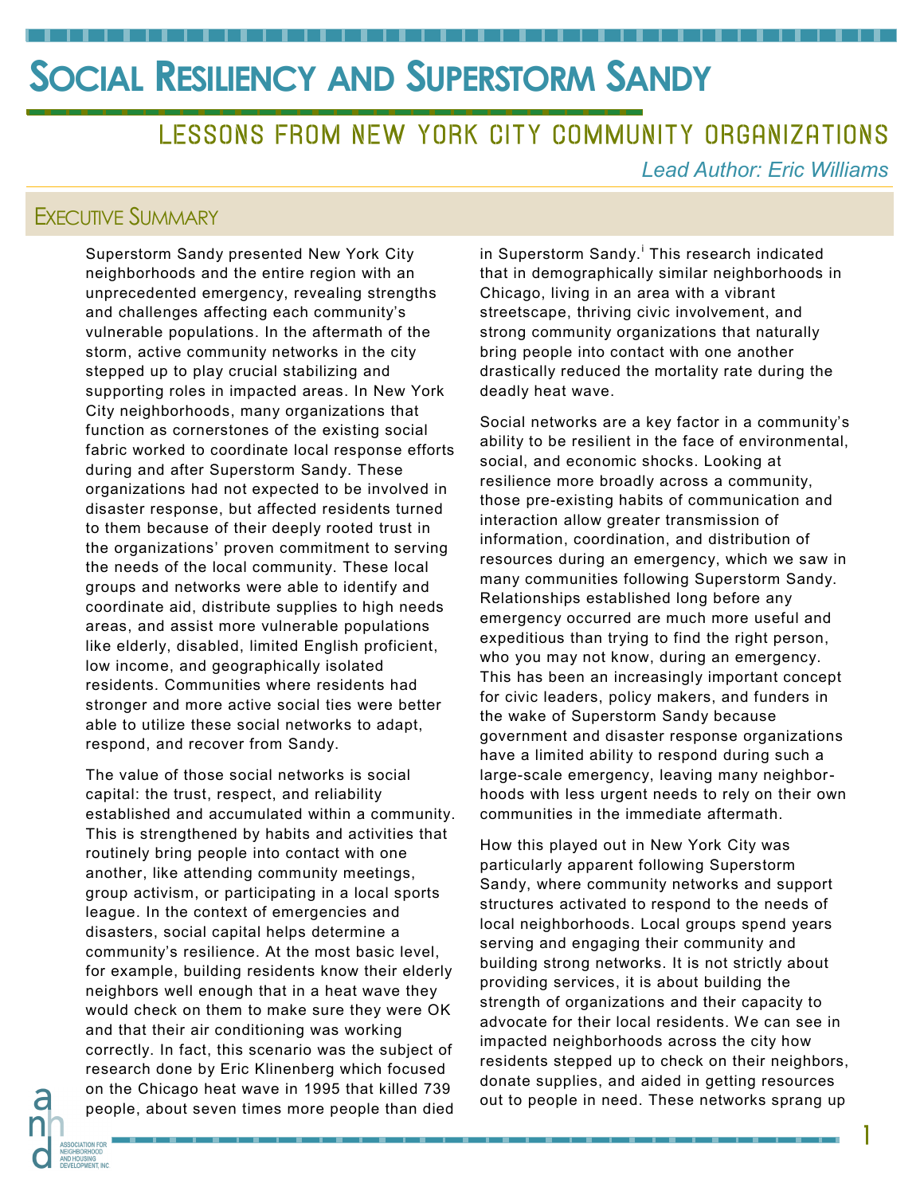# Social Resiliency and Superstorm Sandy

## Lessons from New York City Community Organizations

*Lead Author: Eric Williams*

## Executive Summary

Superstorm Sandy presented New York City neighborhoods and the entire region with an unprecedented emergency, revealing strengths and challenges affecting each community's vulnerable populations. In the aftermath of the storm, active community networks in the city stepped up to play crucial stabilizing and supporting roles in impacted areas. In New York City neighborhoods, many organizations that function as cornerstones of the existing social fabric worked to coordinate local response efforts during and after Superstorm Sandy. These organizations had not expected to be involved in disaster response, but affected residents turned to them because of their deeply rooted trust in the organizations' proven commitment to serving the needs of the local community. These local groups and networks were able to identify and coordinate aid, distribute supplies to high needs areas, and assist more vulnerable populations like elderly, disabled, limited English proficient, low income, and geographically isolated residents. Communities where residents had stronger and more active social ties were better able to utilize these social networks to adapt, respond, and recover from Sandy.

The value of those social networks is social capital: the trust, respect, and reliability established and accumulated within a community. This is strengthened by habits and activities that routinely bring people into contact with one another, like attending community meetings, group activism, or participating in a local sports league. In the context of emergencies and disasters, social capital helps determine a community's resilience. At the most basic level, for example, building residents know their elderly neighbors well enough that in a heat wave they would check on them to make sure they were OK and that their air conditioning was working correctly. In fact, this scenario was the subject of research done by Eric Klinenberg which focused on the Chicago heat wave in 1995 that killed 739 people, about seven times more people than died in Superstorm Sandy.[i] This research indicated that in demographically similar neighborhoods in Chicago, living in an area with a vibrant streetscape, thriving civic involvement, and strong community organizations that naturally bring people into contact with one another drastically reduced the mortality rate during the deadly heat wave.

Social networks are a key factor in a community's ability to be resilient in the face of environmental, social, and economic shocks. Looking at resilience more broadly across a community, those pre-existing habits of communication and interaction allow greater transmission of information, coordination, and distribution of resources during an emergency, which we saw in many communities following Superstorm Sandy. Relationships established long before any emergency occurred are much more useful and expeditious than trying to find the right person, who you may not know, during an emergency. This has been an increasingly important concept for civic leaders, policy makers, and funders in the wake of Superstorm Sandy because government and disaster response organizations have a limited ability to respond during such a large-scale emergency, leaving many neighborhoods with less urgent needs to rely on their own communities in the immediate aftermath.

How this played out in New York City was particularly apparent following Superstorm Sandy, where community networks and support structures activated to respond to the needs of local neighborhoods. Local groups spend years serving and engaging their community and building strong networks. It is not strictly about providing services, it is about building the strength of organizations and their capacity to advocate for their local residents. We can see in impacted neighborhoods across the city how residents stepped up to check on their neighbors, donate supplies, and aided in getting resources out to people in need. These networks sprang up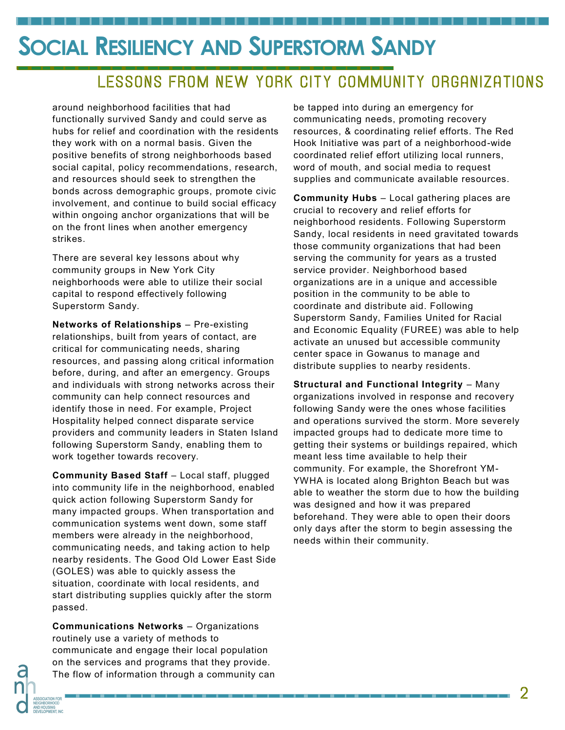around neighborhood facilities that had functionally survived Sandy and could serve as hubs for relief and coordination with the residents they work with on a normal basis. Given the positive benefits of strong neighborhoods based social capital, policy recommendations, research, and resources should seek to strengthen the bonds across demographic groups, promote civic involvement, and continue to build social efficacy within ongoing anchor organizations that will be on the front lines when another emergency strikes.

There are several key lessons about why community groups in New York City neighborhoods were able to utilize their social capital to respond effectively following Superstorm Sandy.

**Networks of Relationships** – Pre-existing relationships, built from years of contact, are critical for communicating needs, sharing resources, and passing along critical information before, during, and after an emergency. Groups and individuals with strong networks across their community can help connect resources and identify those in need. For example, Project Hospitality helped connect disparate service providers and community leaders in Staten Island following Superstorm Sandy, enabling them to work together towards recovery.

**Community Based Staff** – Local staff, plugged into community life in the neighborhood, enabled quick action following Superstorm Sandy for many impacted groups. When transportation and communication systems went down, some staff members were already in the neighborhood, communicating needs, and taking action to help nearby residents. The Good Old Lower East Side (GOLES) was able to quickly assess the situation, coordinate with local residents, and start distributing supplies quickly after the storm passed.

**Communications Networks** – Organizations routinely use a variety of methods to communicate and engage their local population on the services and programs that they provide. The flow of information through a community can be tapped into during an emergency for communicating needs, promoting recovery resources, & coordinating relief efforts. The Red Hook Initiative was part of a neighborhood-wide coordinated relief effort utilizing local runners, word of mouth, and social media to request supplies and communicate available resources.

**Community Hubs** – Local gathering places are crucial to recovery and relief efforts for neighborhood residents. Following Superstorm Sandy, local residents in need gravitated towards those community organizations that had been serving the community for years as a trusted service provider. Neighborhood based organizations are in a unique and accessible position in the community to be able to coordinate and distribute aid. Following Superstorm Sandy, Families United for Racial and Economic Equality (FUREE) was able to help activate an unused but accessible community center space in Gowanus to manage and distribute supplies to nearby residents.

**Structural and Functional Integrity** – Many organizations involved in response and recovery following Sandy were the ones whose facilities and operations survived the storm. More severely impacted groups had to dedicate more time to getting their systems or buildings repaired, which meant less time available to help their community. For example, the Shorefront YM-YWHA is located along Brighton Beach but was able to weather the storm due to how the building was designed and how it was prepared beforehand. They were able to open their doors only days after the storm to begin assessing the needs within their community.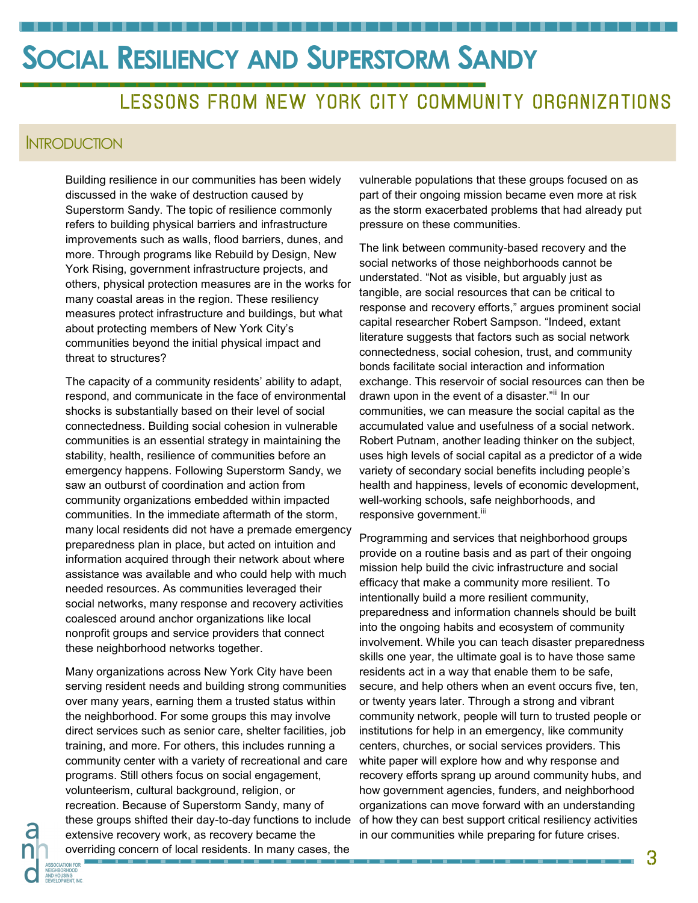# Social Resiliency and Superstorm Sandy

## Lessons from New York City Community Organizations

### Introduction

Building resilience in our communities has been widely discussed in the wake of destruction caused by Superstorm Sandy. The topic of resilience commonly refers to building physical barriers and infrastructure improvements such as walls, flood barriers, dunes, and more. Through programs like Rebuild by Design, New York Rising, government infrastructure projects, and others, physical protection measures are in the works for many coastal areas in the region. These resiliency measures protect infrastructure and buildings, but what about protecting members of New York City's communities beyond the initial physical impact and threat to structures?

The capacity of a community residents' ability to adapt, respond, and communicate in the face of environmental shocks is substantially based on their level of social connectedness. Building social cohesion in vulnerable communities is an essential strategy in maintaining the stability, health, resilience of communities before an emergency happens. Following Superstorm Sandy, we saw an outburst of coordination and action from community organizations embedded within impacted communities. In the immediate aftermath of the storm, many local residents did not have a premade emergency preparedness plan in place, but acted on intuition and information acquired through their network about where assistance was available and who could help with much needed resources. As communities leveraged their social networks, many response and recovery activities coalesced around anchor organizations like local nonprofit groups and service providers that connect these neighborhood networks together.

Many organizations across New York City have been serving resident needs and building strong communities over many years, earning them a trusted status within the neighborhood. For some groups this may involve direct services such as senior care, shelter facilities, job training, and more. For others, this includes running a community center with a variety of recreational and care programs. Still others focus on social engagement, volunteerism, cultural background, religion, or recreation. Because of Superstorm Sandy, many of these groups shifted their day-to-day functions to include extensive recovery work, as recovery became the overriding concern of local residents. In many cases, the vulnerable populations that these groups focused on as part of their ongoing mission became even more at risk as the storm exacerbated problems that had already put pressure on these communities.

The link between community-based recovery and the social networks of those neighborhoods cannot be understated. "Not as visible, but arguably just as tangible, are social resources that can be critical to response and recovery efforts," argues prominent social capital researcher Robert Sampson. "Indeed, extant literature suggests that factors such as social network connectedness, social cohesion, trust, and community bonds facilitate social interaction and information exchange. This reservoir of social resources can then be drawn upon in the event of a disaster."[ii] In our communities, we can measure the social capital as the accumulated value and usefulness of a social network. Robert Putnam, another leading thinker on the subject, uses high levels of social capital as a predictor of a wide variety of secondary social benefits including people's health and happiness, levels of economic development, well-working schools, safe neighborhoods, and responsive government.[iii]

Programming and services that neighborhood groups provide on a routine basis and as part of their ongoing mission help build the civic infrastructure and social efficacy that make a community more resilient. To intentionally build a more resilient community, preparedness and information channels should be built into the ongoing habits and ecosystem of community involvement. While you can teach disaster preparedness skills one year, the ultimate goal is to have those same residents act in a way that enable them to be safe, secure, and help others when an event occurs five, ten, or twenty years later. Through a strong and vibrant community network, people will turn to trusted people or institutions for help in an emergency, like community centers, churches, or social services providers. This white paper will explore how and why response and recovery efforts sprang up around community hubs, and how government agencies, funders, and neighborhood organizations can move forward with an understanding of how they can best support critical resiliency activities in our communities while preparing for future crises.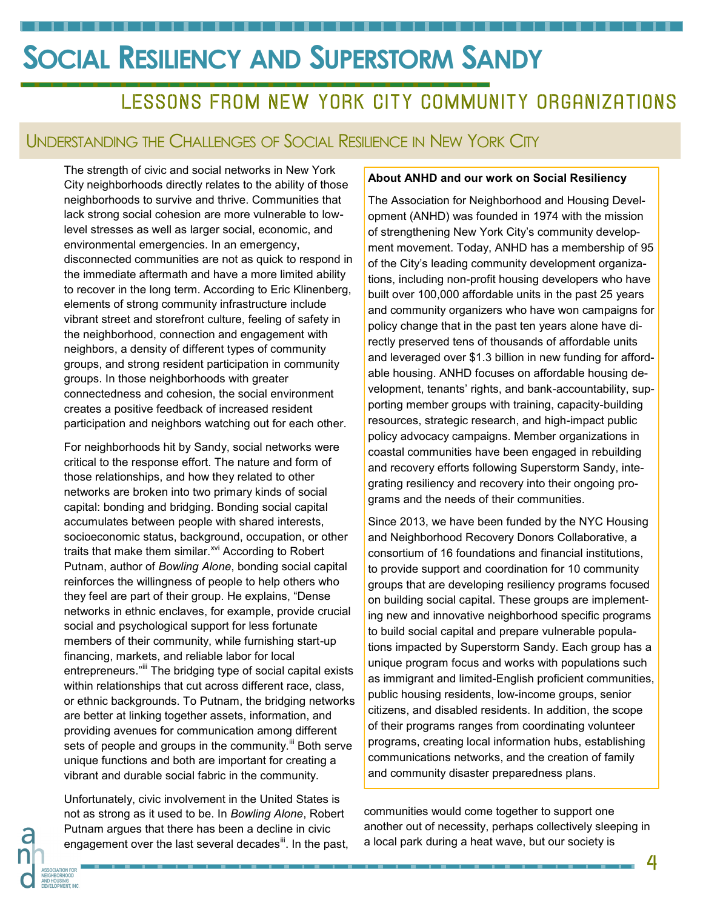# Social Resiliency and Superstorm Sandy

## Lessons from New York City Community Organizations

## Understanding the Challenges of Social Resilience in New York City

The strength of civic and social networks in New York City neighborhoods directly relates to the ability of those neighborhoods to survive and thrive. Communities that lack strong social cohesion are more vulnerable to low-level stresses as well as larger social, economic, and environmental emergencies. In an emergency, disconnected communities are not as quick to respond in the immediate aftermath and have a more limited ability to recover in the long term. According to Eric Klinenberg, elements of strong community infrastructure include vibrant street and storefront culture, feeling of safety in the neighborhood, connection and engagement with neighbors, a density of different types of community groups, and strong resident participation in community groups. In those neighborhoods with greater connectedness and cohesion, the social environment creates a positive feedback of increased resident participation and neighbors watching out for each other.

For neighborhoods hit by Sandy, social networks were critical to the response effort. The nature and form of those relationships, and how they related to other networks are broken into two primary kinds of social capital: bonding and bridging. Bonding social capital accumulates between people with shared interests, socioeconomic status, background, occupation, or other traits that make them similar.[xvi] According to Robert Putnam, author of *Bowling Alone*, bonding social capital reinforces the willingness of people to help others who they feel are part of their group. He explains, "Dense networks in ethnic enclaves, for example, provide crucial social and psychological support for less fortunate members of their community, while furnishing start-up financing, markets, and reliable labor for local entrepreneurs."[iii] The bridging type of social capital exists within relationships that cut across different race, class, or ethnic backgrounds. To Putnam, the bridging networks are better at linking together assets, information, and providing avenues for communication among different sets of people and groups in the community.[iii] Both serve unique functions and both are important for creating a vibrant and durable social fabric in the community.

Unfortunately, civic involvement in the United States is not as strong as it used to be. In *Bowling Alone*, Robert Putnam argues that there has been a decline in civic engagement over the last several decades[iii]. In the past, communities would come together to support one another out of necessity, perhaps collectively sleeping in a local park during a heat wave, but our society is

**About ANHD and our work on Social Resiliency**

The Association for Neighborhood and Housing Development (ANHD) was founded in 1974 with the mission of strengthening New York City's community development movement. Today, ANHD has a membership of 95 of the City's leading community development organizations, including non-profit housing developers who have built over 100,000 affordable units in the past 25 years and community organizers who have won campaigns for policy change that in the past ten years alone have directly preserved tens of thousands of affordable units and leveraged over $1.3 billion in new funding for affordable housing. ANHD focuses on affordable housing development, tenants' rights, and bank-accountability, supporting member groups with training, capacity-building resources, strategic research, and high-impact public policy advocacy campaigns. Member organizations in coastal communities have been engaged in rebuilding and recovery efforts following Superstorm Sandy, integrating resiliency and recovery into their ongoing programs and the needs of their communities.

Since 2013, we have been funded by the NYC Housing and Neighborhood Recovery Donors Collaborative, a consortium of 16 foundations and financial institutions, to provide support and coordination for 10 community groups that are developing resiliency programs focused on building social capital. These groups are implementing new and innovative neighborhood specific programs to build social capital and prepare vulnerable populations impacted by Superstorm Sandy. Each group has a unique program focus and works with populations such as immigrant and limited-English proficient communities, public housing residents, low-income groups, senior citizens, and disabled residents. In addition, the scope of their programs ranges from coordinating volunteer programs, creating local information hubs, establishing communications networks, and the creation of family and community disaster preparedness plans.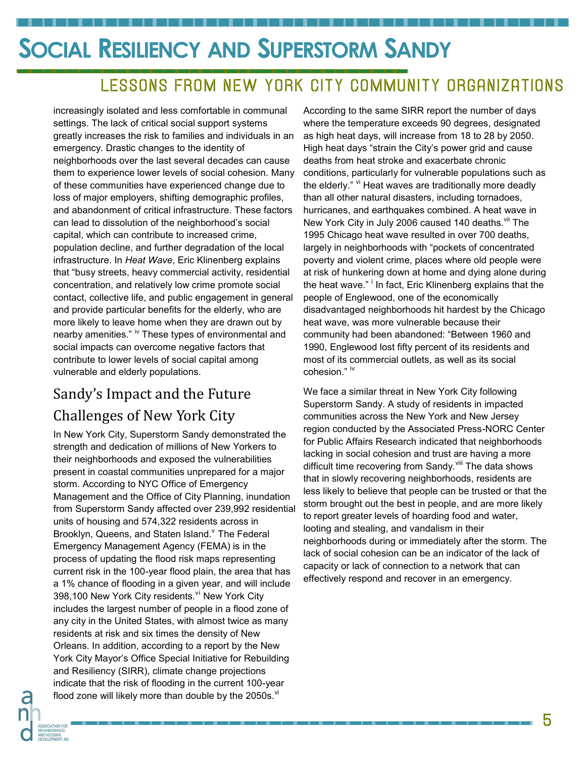increasingly isolated and less comfortable in communal settings. The lack of critical social support systems greatly increases the risk to families and individuals in an emergency. Drastic changes to the identity of neighborhoods over the last several decades can cause them to experience lower levels of social cohesion. Many of these communities have experienced change due to loss of major employers, shifting demographic profiles, and abandonment of critical infrastructure. These factors can lead to dissolution of the neighborhood's social capital, which can contribute to increased crime, population decline, and further degradation of the local infrastructure. In *Heat Wave*, Eric Klinenberg explains that "busy streets, heavy commercial activity, residential concentration, and relatively low crime promote social contact, collective life, and public engagement in general and provide particular benefits for the elderly, who are more likely to leave home when they are drawn out by nearby amenities." [iv] These types of environmental and social impacts can overcome negative factors that contribute to lower levels of social capital among vulnerable and elderly populations.

## Sandy's Impact and the Future Challenges of New York City

In New York City, Superstorm Sandy demonstrated the strength and dedication of millions of New Yorkers to their neighborhoods and exposed the vulnerabilities present in coastal communities unprepared for a major storm. According to NYC Office of Emergency Management and the Office of City Planning, inundation from Superstorm Sandy affected over 239,992 residential units of housing and 574,322 residents across in Brooklyn, Queens, and Staten Island.[v] The Federal Emergency Management Agency (FEMA) is in the process of updating the flood risk maps representing current risk in the 100-year flood plain, the area that has a 1% chance of flooding in a given year, and will include 398,100 New York City residents.[vi] New York City includes the largest number of people in a flood zone of any city in the United States, with almost twice as many residents at risk and six times the density of New Orleans. In addition, according to a report by the New York City Mayor's Office Special Initiative for Rebuilding and Resiliency (SIRR), climate change projections indicate that the risk of flooding in the current 100-year flood zone will likely more than double by the 2050s.[vi]

According to the same SIRR report the number of days where the temperature exceeds 90 degrees, designated as high heat days, will increase from 18 to 28 by 2050. High heat days "strain the City's power grid and cause deaths from heat stroke and exacerbate chronic conditions, particularly for vulnerable populations such as the elderly." [vi] Heat waves are traditionally more deadly than all other natural disasters, including tornadoes, hurricanes, and earthquakes combined. A heat wave in New York City in July 2006 caused 140 deaths.[vii] The 1995 Chicago heat wave resulted in over 700 deaths, largely in neighborhoods with "pockets of concentrated poverty and violent crime, places where old people were at risk of hunkering down at home and dying alone during the heat wave." [i] In fact, Eric Klinenberg explains that the people of Englewood, one of the economically disadvantaged neighborhoods hit hardest by the Chicago heat wave, was more vulnerable because their community had been abandoned: "Between 1960 and 1990, Englewood lost fifty percent of its residents and most of its commercial outlets, as well as its social cohesion." [iv]

We face a similar threat in New York City following Superstorm Sandy. A study of residents in impacted communities across the New York and New Jersey region conducted by the Associated Press-NORC Center for Public Affairs Research indicated that neighborhoods lacking in social cohesion and trust are having a more difficult time recovering from Sandy.[viii] The data shows that in slowly recovering neighborhoods, residents are less likely to believe that people can be trusted or that the storm brought out the best in people, and are more likely to report greater levels of hoarding food and water, looting and stealing, and vandalism in their neighborhoods during or immediately after the storm. The lack of social cohesion can be an indicator of the lack of capacity or lack of connection to a network that can effectively respond and recover in an emergency.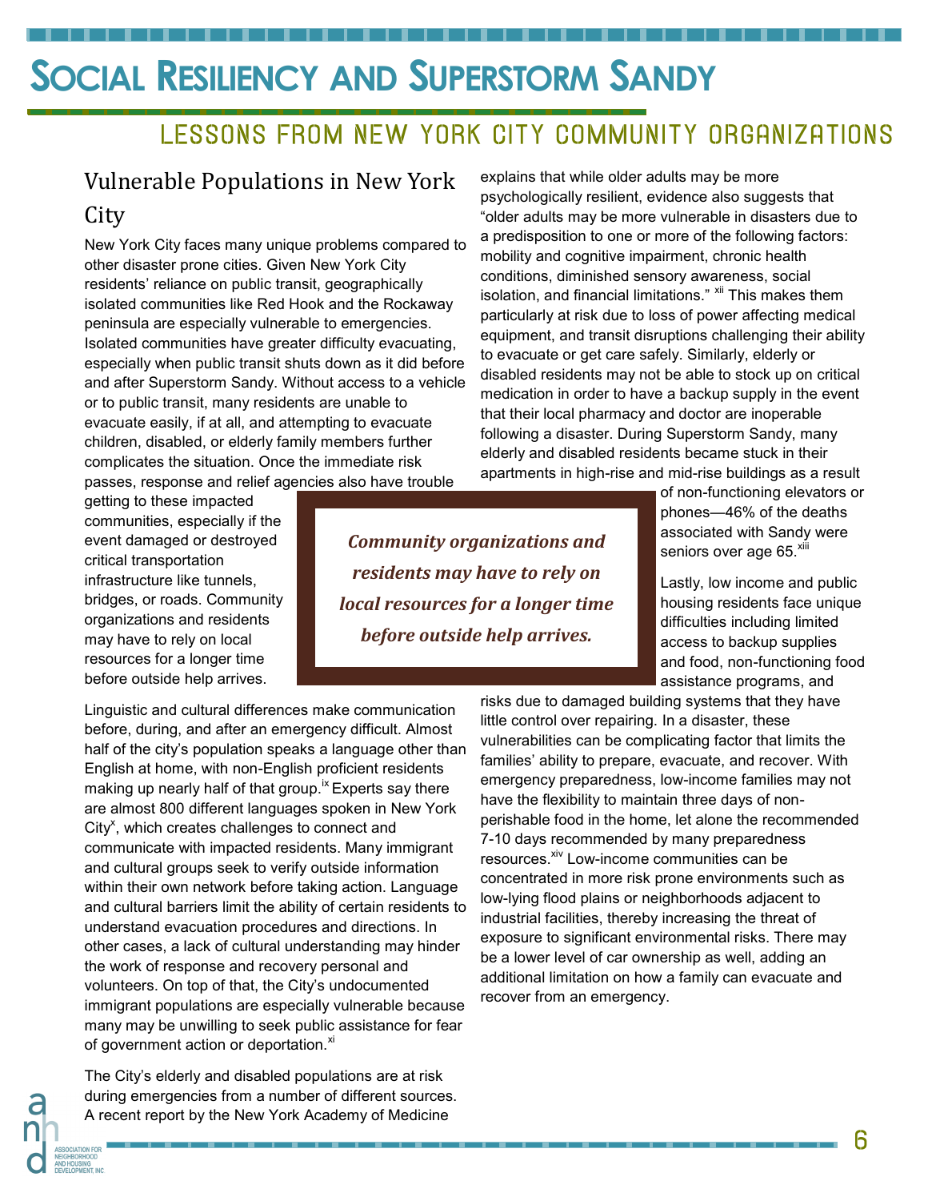# Social Resiliency and Superstorm Sandy

## Lessons from New York City Community Organizations

### Vulnerable Populations in New York City

New York City faces many unique problems compared to other disaster prone cities. Given New York City residents' reliance on public transit, geographically isolated communities like Red Hook and the Rockaway peninsula are especially vulnerable to emergencies. Isolated communities have greater difficulty evacuating, especially when public transit shuts down as it did before and after Superstorm Sandy. Without access to a vehicle or to public transit, many residents are unable to evacuate easily, if at all, and attempting to evacuate children, disabled, or elderly family members further complicates the situation. Once the immediate risk passes, response and relief agencies also have trouble getting to these impacted communities, especially if the event damaged or destroyed critical transportation infrastructure like tunnels, bridges, or roads. Community organizations and residents may have to rely on local resources for a longer time before outside help arrives.

> ***Community organizations and residents may have to rely on local resources for a longer time before outside help arrives.***

Linguistic and cultural differences make communication before, during, and after an emergency difficult. Almost half of the city's population speaks a language other than English at home, with non-English proficient residents making up nearly half of that group.[ix] Experts say there are almost 800 different languages spoken in New York City[x], which creates challenges to connect and communicate with impacted residents. Many immigrant and cultural groups seek to verify outside information within their own network before taking action. Language and cultural barriers limit the ability of certain residents to understand evacuation procedures and directions. In other cases, a lack of cultural understanding may hinder the work of response and recovery personal and volunteers. On top of that, the City's undocumented immigrant populations are especially vulnerable because many may be unwilling to seek public assistance for fear of government action or deportation.[xi]

The City's elderly and disabled populations are at risk during emergencies from a number of different sources. A recent report by the New York Academy of Medicine explains that while older adults may be more psychologically resilient, evidence also suggests that "older adults may be more vulnerable in disasters due to a predisposition to one or more of the following factors: mobility and cognitive impairment, chronic health conditions, diminished sensory awareness, social isolation, and financial limitations." [xii] This makes them particularly at risk due to loss of power affecting medical equipment, and transit disruptions challenging their ability to evacuate or get care safely. Similarly, elderly or disabled residents may not be able to stock up on critical medication in order to have a backup supply in the event that their local pharmacy and doctor are inoperable following a disaster. During Superstorm Sandy, many elderly and disabled residents became stuck in their apartments in high-rise and mid-rise buildings as a result of non-functioning elevators or phones—46% of the deaths associated with Sandy were seniors over age 65.[xiii]

Lastly, low income and public housing residents face unique difficulties including limited access to backup supplies and food, non-functioning food assistance programs, and risks due to damaged building systems that they have little control over repairing. In a disaster, these vulnerabilities can be complicating factor that limits the families' ability to prepare, evacuate, and recover. With emergency preparedness, low-income families may not have the flexibility to maintain three days of non-perishable food in the home, let alone the recommended 7-10 days recommended by many preparedness resources.[xiv] Low-income communities can be concentrated in more risk prone environments such as low-lying flood plains or neighborhoods adjacent to industrial facilities, thereby increasing the threat of exposure to significant environmental risks. There may be a lower level of car ownership as well, adding an additional limitation on how a family can evacuate and recover from an emergency.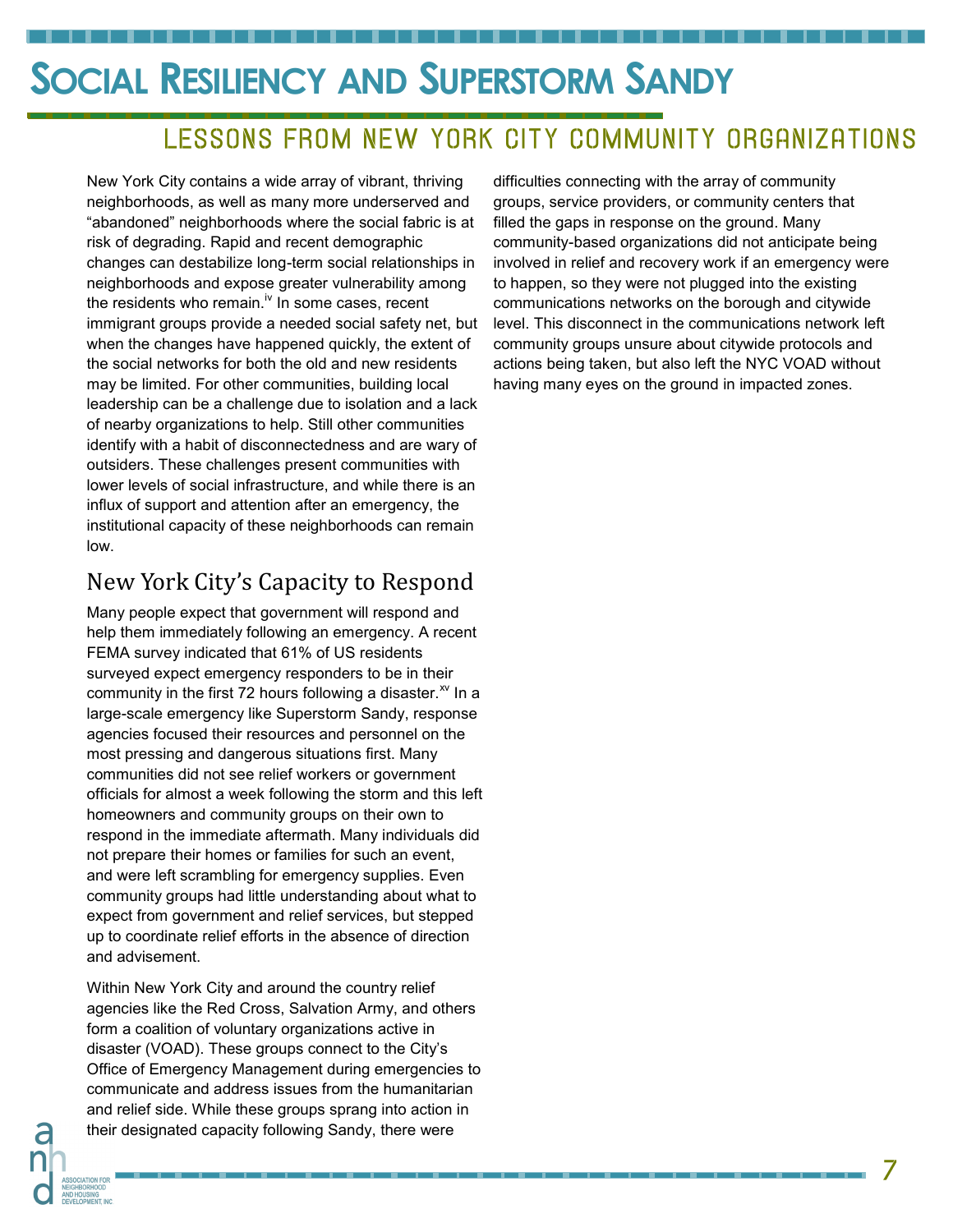# Social Resiliency and Superstorm Sandy

## Lessons from New York City Community Organizations

New York City contains a wide array of vibrant, thriving neighborhoods, as well as many more underserved and "abandoned" neighborhoods where the social fabric is at risk of degrading. Rapid and recent demographic changes can destabilize long-term social relationships in neighborhoods and expose greater vulnerability among the residents who remain.[iv] In some cases, recent immigrant groups provide a needed social safety net, but when the changes have happened quickly, the extent of the social networks for both the old and new residents may be limited. For other communities, building local leadership can be a challenge due to isolation and a lack of nearby organizations to help. Still other communities identify with a habit of disconnectedness and are wary of outsiders. These challenges present communities with lower levels of social infrastructure, and while there is an influx of support and attention after an emergency, the institutional capacity of these neighborhoods can remain low.

### New York City's Capacity to Respond

Many people expect that government will respond and help them immediately following an emergency. A recent FEMA survey indicated that 61% of US residents surveyed expect emergency responders to be in their community in the first 72 hours following a disaster.[xv] In a large-scale emergency like Superstorm Sandy, response agencies focused their resources and personnel on the most pressing and dangerous situations first. Many communities did not see relief workers or government officials for almost a week following the storm and this left homeowners and community groups on their own to respond in the immediate aftermath. Many individuals did not prepare their homes or families for such an event, and were left scrambling for emergency supplies. Even community groups had little understanding about what to expect from government and relief services, but stepped up to coordinate relief efforts in the absence of direction and advisement.

Within New York City and around the country relief agencies like the Red Cross, Salvation Army, and others form a coalition of voluntary organizations active in disaster (VOAD). These groups connect to the City's Office of Emergency Management during emergencies to communicate and address issues from the humanitarian and relief side. While these groups sprang into action in their designated capacity following Sandy, there were difficulties connecting with the array of community groups, service providers, or community centers that filled the gaps in response on the ground. Many community-based organizations did not anticipate being involved in relief and recovery work if an emergency were to happen, so they were not plugged into the existing communications networks on the borough and citywide level. This disconnect in the communications network left community groups unsure about citywide protocols and actions being taken, but also left the NYC VOAD without having many eyes on the ground in impacted zones.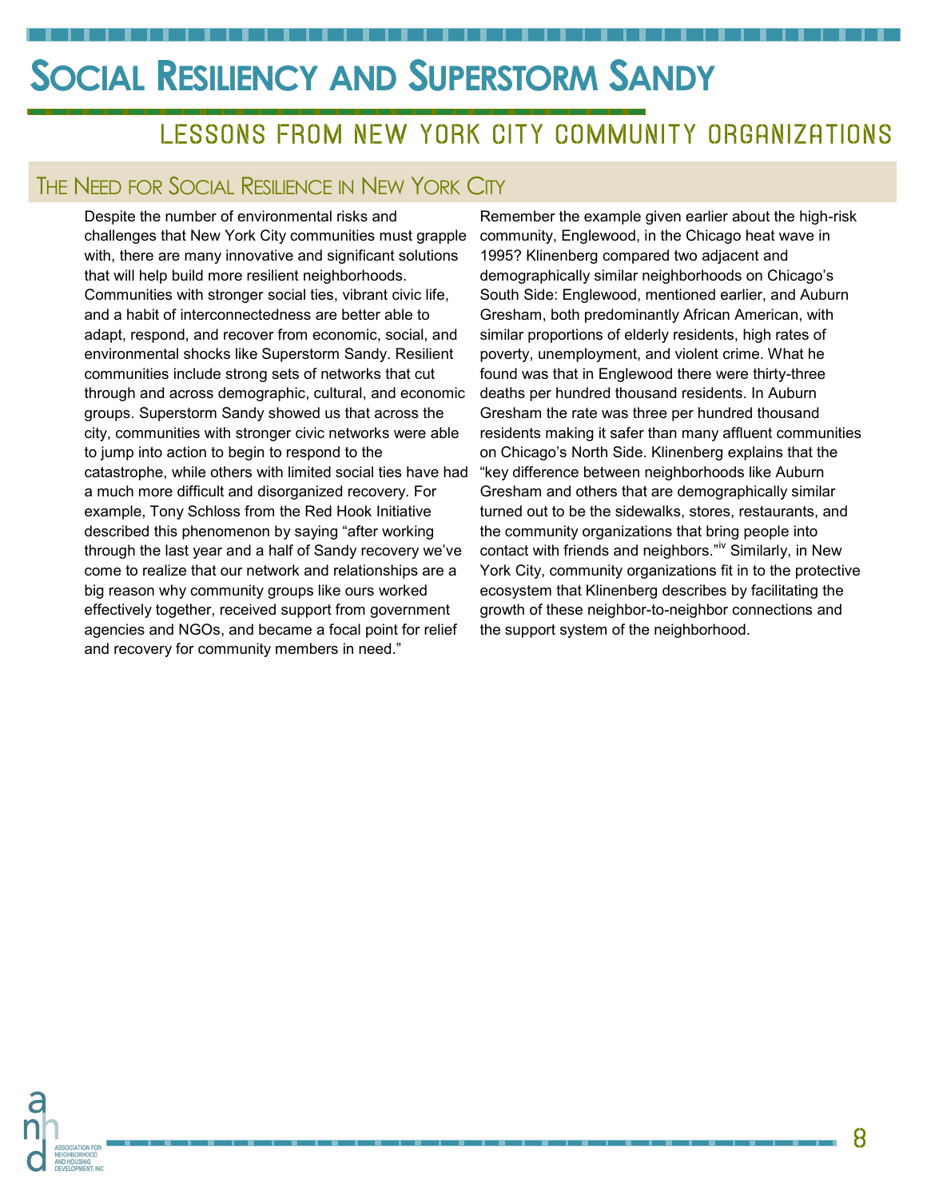# Social Resiliency and Superstorm Sandy

## Lessons from New York City Community Organizations

### The Need for Social Resilience in New York City

Despite the number of environmental risks and challenges that New York City communities must grapple with, there are many innovative and significant solutions that will help build more resilient neighborhoods. Communities with stronger social ties, vibrant civic life, and a habit of interconnectedness are better able to adapt, respond, and recover from economic, social, and environmental shocks like Superstorm Sandy. Resilient communities include strong sets of networks that cut through and across demographic, cultural, and economic groups. Superstorm Sandy showed us that across the city, communities with stronger civic networks were able to jump into action to begin to respond to the catastrophe, while others with limited social ties have had a much more difficult and disorganized recovery. For example, Tony Schloss from the Red Hook Initiative described this phenomenon by saying "after working through the last year and a half of Sandy recovery we've come to realize that our network and relationships are a big reason why community groups like ours worked effectively together, received support from government agencies and NGOs, and became a focal point for relief and recovery for community members in need."

Remember the example given earlier about the high-risk community, Englewood, in the Chicago heat wave in 1995? Klinenberg compared two adjacent and demographically similar neighborhoods on Chicago's South Side: Englewood, mentioned earlier, and Auburn Gresham, both predominantly African American, with similar proportions of elderly residents, high rates of poverty, unemployment, and violent crime. What he found was that in Englewood there were thirty-three deaths per hundred thousand residents. In Auburn Gresham the rate was three per hundred thousand residents making it safer than many affluent communities on Chicago's North Side. Klinenberg explains that the "key difference between neighborhoods like Auburn Gresham and others that are demographically similar turned out to be the sidewalks, stores, restaurants, and the community organizations that bring people into contact with friends and neighbors."[iv] Similarly, in New York City, community organizations fit in to the protective ecosystem that Klinenberg describes by facilitating the growth of these neighbor-to-neighbor connections and the support system of the neighborhood.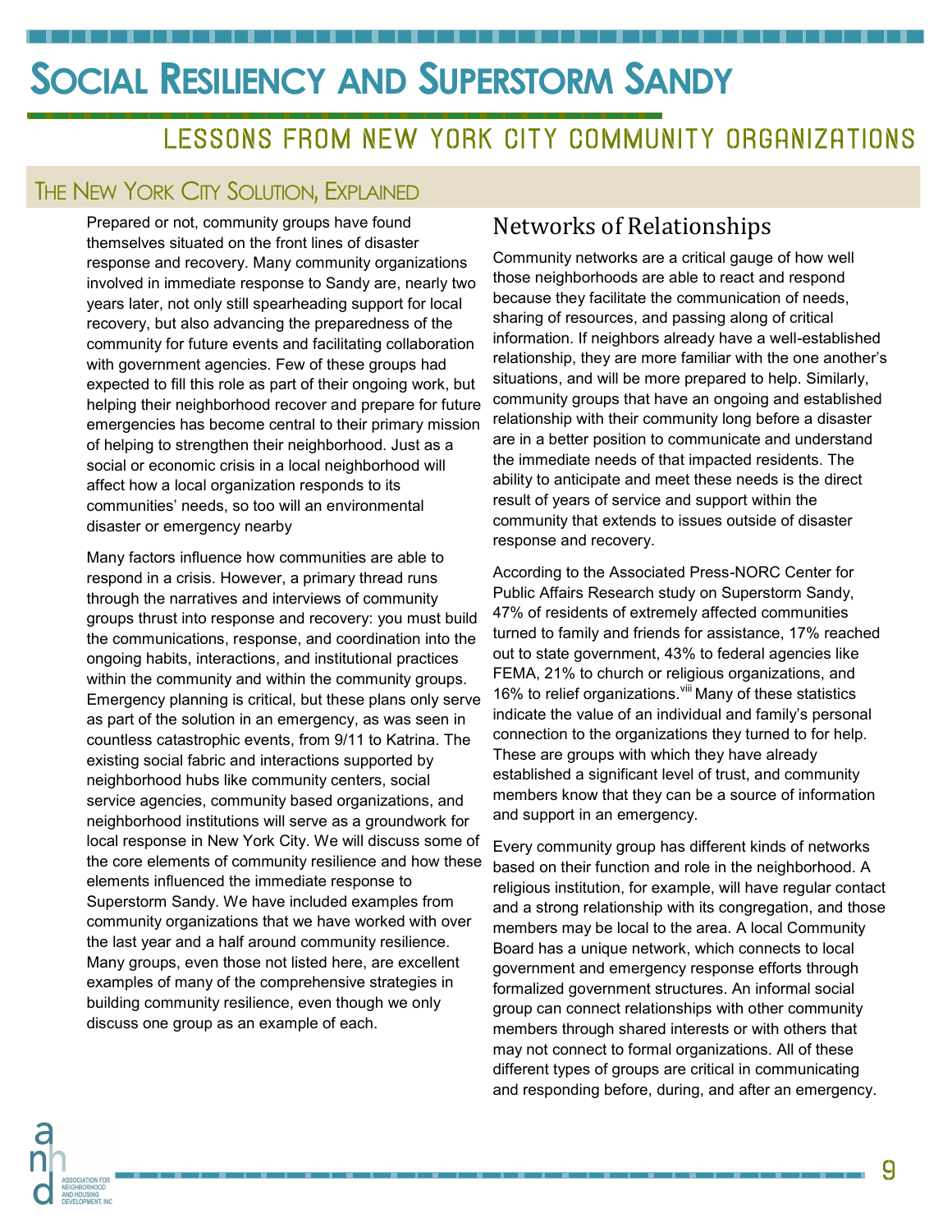# Social Resiliency and Superstorm Sandy

## Lessons from New York City Community Organizations

## The New York City Solution, Explained

Prepared or not, community groups have found themselves situated on the front lines of disaster response and recovery. Many community organizations involved in immediate response to Sandy are, nearly two years later, not only still spearheading support for local recovery, but also advancing the preparedness of the community for future events and facilitating collaboration with government agencies. Few of these groups had expected to fill this role as part of their ongoing work, but helping their neighborhood recover and prepare for future emergencies has become central to their primary mission of helping to strengthen their neighborhood. Just as a social or economic crisis in a local neighborhood will affect how a local organization responds to its communities' needs, so too will an environmental disaster or emergency nearby

Many factors influence how communities are able to respond in a crisis. However, a primary thread runs through the narratives and interviews of community groups thrust into response and recovery: you must build the communications, response, and coordination into the ongoing habits, interactions, and institutional practices within the community and within the community groups. Emergency planning is critical, but these plans only serve as part of the solution in an emergency, as was seen in countless catastrophic events, from 9/11 to Katrina. The existing social fabric and interactions supported by neighborhood hubs like community centers, social service agencies, community based organizations, and neighborhood institutions will serve as a groundwork for local response in New York City. We will discuss some of the core elements of community resilience and how these elements influenced the immediate response to Superstorm Sandy. We have included examples from community organizations that we have worked with over the last year and a half around community resilience. Many groups, even those not listed here, are excellent examples of many of the comprehensive strategies in building community resilience, even though we only discuss one group as an example of each.

### Networks of Relationships

Community networks are a critical gauge of how well those neighborhoods are able to react and respond because they facilitate the communication of needs, sharing of resources, and passing along of critical information. If neighbors already have a well-established relationship, they are more familiar with the one another's situations, and will be more prepared to help. Similarly, community groups that have an ongoing and established relationship with their community long before a disaster are in a better position to communicate and understand the immediate needs of that impacted residents. The ability to anticipate and meet these needs is the direct result of years of service and support within the community that extends to issues outside of disaster response and recovery.

According to the Associated Press-NORC Center for Public Affairs Research study on Superstorm Sandy, 47% of residents of extremely affected communities turned to family and friends for assistance, 17% reached out to state government, 43% to federal agencies like FEMA, 21% to church or religious organizations, and 16% to relief organizations.[viii] Many of these statistics indicate the value of an individual and family's personal connection to the organizations they turned to for help. These are groups with which they have already established a significant level of trust, and community members know that they can be a source of information and support in an emergency.

Every community group has different kinds of networks based on their function and role in the neighborhood. A religious institution, for example, will have regular contact and a strong relationship with its congregation, and those members may be local to the area. A local Community Board has a unique network, which connects to local government and emergency response efforts through formalized government structures. An informal social group can connect relationships with other community members through shared interests or with others that may not connect to formal organizations. All of these different types of groups are critical in communicating and responding before, during, and after an emergency.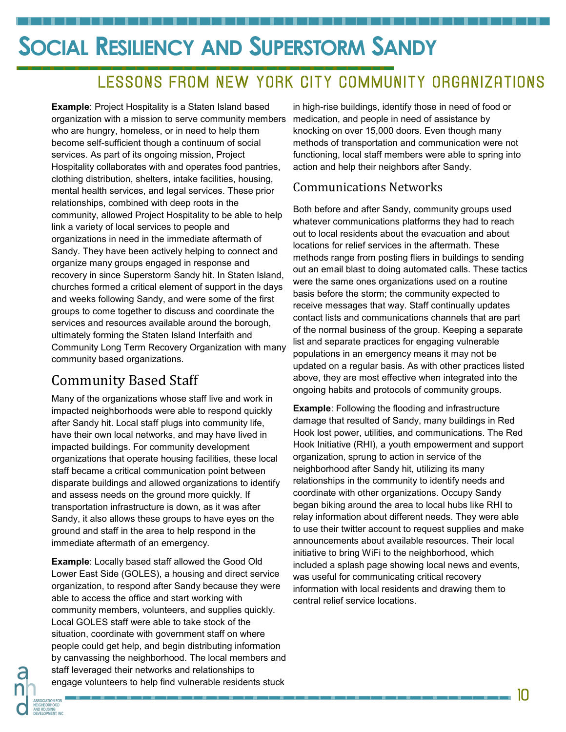**Example**: Project Hospitality is a Staten Island based organization with a mission to serve community members who are hungry, homeless, or in need to help them become self-sufficient though a continuum of social services. As part of its ongoing mission, Project Hospitality collaborates with and operates food pantries, clothing distribution, shelters, intake facilities, housing, mental health services, and legal services. These prior relationships, combined with deep roots in the community, allowed Project Hospitality to be able to help link a variety of local services to people and organizations in need in the immediate aftermath of Sandy. They have been actively helping to connect and organize many groups engaged in response and recovery in since Superstorm Sandy hit. In Staten Island, churches formed a critical element of support in the days and weeks following Sandy, and were some of the first groups to come together to discuss and coordinate the services and resources available around the borough, ultimately forming the Staten Island Interfaith and Community Long Term Recovery Organization with many community based organizations.

## Community Based Staff

Many of the organizations whose staff live and work in impacted neighborhoods were able to respond quickly after Sandy hit. Local staff plugs into community life, have their own local networks, and may have lived in impacted buildings. For community development organizations that operate housing facilities, these local staff became a critical communication point between disparate buildings and allowed organizations to identify and assess needs on the ground more quickly. If transportation infrastructure is down, as it was after Sandy, it also allows these groups to have eyes on the ground and staff in the area to help respond in the immediate aftermath of an emergency.

**Example**: Locally based staff allowed the Good Old Lower East Side (GOLES), a housing and direct service organization, to respond after Sandy because they were able to access the office and start working with community members, volunteers, and supplies quickly. Local GOLES staff were able to take stock of the situation, coordinate with government staff on where people could get help, and begin distributing information by canvassing the neighborhood. The local members and staff leveraged their networks and relationships to engage volunteers to help find vulnerable residents stuck in high-rise buildings, identify those in need of food or medication, and people in need of assistance by knocking on over 15,000 doors. Even though many methods of transportation and communication were not functioning, local staff members were able to spring into action and help their neighbors after Sandy.

## Communications Networks

Both before and after Sandy, community groups used whatever communications platforms they had to reach out to local residents about the evacuation and about locations for relief services in the aftermath. These methods range from posting fliers in buildings to sending out an email blast to doing automated calls. These tactics were the same ones organizations used on a routine basis before the storm; the community expected to receive messages that way. Staff continually updates contact lists and communications channels that are part of the normal business of the group. Keeping a separate list and separate practices for engaging vulnerable populations in an emergency means it may not be updated on a regular basis. As with other practices listed above, they are most effective when integrated into the ongoing habits and protocols of community groups.

**Example**: Following the flooding and infrastructure damage that resulted of Sandy, many buildings in Red Hook lost power, utilities, and communications. The Red Hook Initiative (RHI), a youth empowerment and support organization, sprung to action in service of the neighborhood after Sandy hit, utilizing its many relationships in the community to identify needs and coordinate with other organizations. Occupy Sandy began biking around the area to local hubs like RHI to relay information about different needs. They were able to use their twitter account to request supplies and make announcements about available resources. Their local initiative to bring WiFi to the neighborhood, which included a splash page showing local news and events, was useful for communicating critical recovery information with local residents and drawing them to central relief service locations.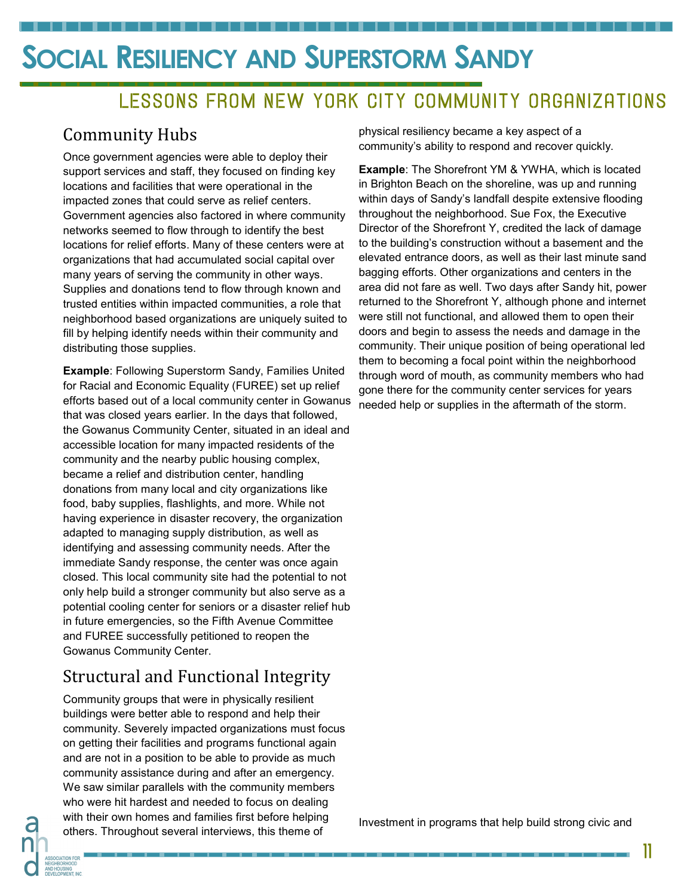# Social Resiliency and Superstorm Sandy

## Lessons from New York City Community Organizations

## Community Hubs

Once government agencies were able to deploy their support services and staff, they focused on finding key locations and facilities that were operational in the impacted zones that could serve as relief centers. Government agencies also factored in where community networks seemed to flow through to identify the best locations for relief efforts. Many of these centers were at organizations that had accumulated social capital over many years of serving the community in other ways. Supplies and donations tend to flow through known and trusted entities within impacted communities, a role that neighborhood based organizations are uniquely suited to fill by helping identify needs within their community and distributing those supplies.

**Example**: Following Superstorm Sandy, Families United for Racial and Economic Equality (FUREE) set up relief efforts based out of a local community center in Gowanus that was closed years earlier. In the days that followed, the Gowanus Community Center, situated in an ideal and accessible location for many impacted residents of the community and the nearby public housing complex, became a relief and distribution center, handling donations from many local and city organizations like food, baby supplies, flashlights, and more. While not having experience in disaster recovery, the organization adapted to managing supply distribution, as well as identifying and assessing community needs. After the immediate Sandy response, the center was once again closed. This local community site had the potential to not only help build a stronger community but also serve as a potential cooling center for seniors or a disaster relief hub in future emergencies, so the Fifth Avenue Committee and FUREE successfully petitioned to reopen the Gowanus Community Center.

## Structural and Functional Integrity

Community groups that were in physically resilient buildings were better able to respond and help their community. Severely impacted organizations must focus on getting their facilities and programs functional again and are not in a position to be able to provide as much community assistance during and after an emergency. We saw similar parallels with the community members who were hit hardest and needed to focus on dealing with their own homes and families first before helping others. Throughout several interviews, this theme of physical resiliency became a key aspect of a community's ability to respond and recover quickly.

**Example**: The Shorefront YM & YWHA, which is located in Brighton Beach on the shoreline, was up and running within days of Sandy's landfall despite extensive flooding throughout the neighborhood. Sue Fox, the Executive Director of the Shorefront Y, credited the lack of damage to the building's construction without a basement and the elevated entrance doors, as well as their last minute sand bagging efforts. Other organizations and centers in the area did not fare as well. Two days after Sandy hit, power returned to the Shorefront Y, although phone and internet were still not functional, and allowed them to open their doors and begin to assess the needs and damage in the community. Their unique position of being operational led them to becoming a focal point within the neighborhood through word of mouth, as community members who had gone there for the community center services for years needed help or supplies in the aftermath of the storm.

Investment in programs that help build strong civic and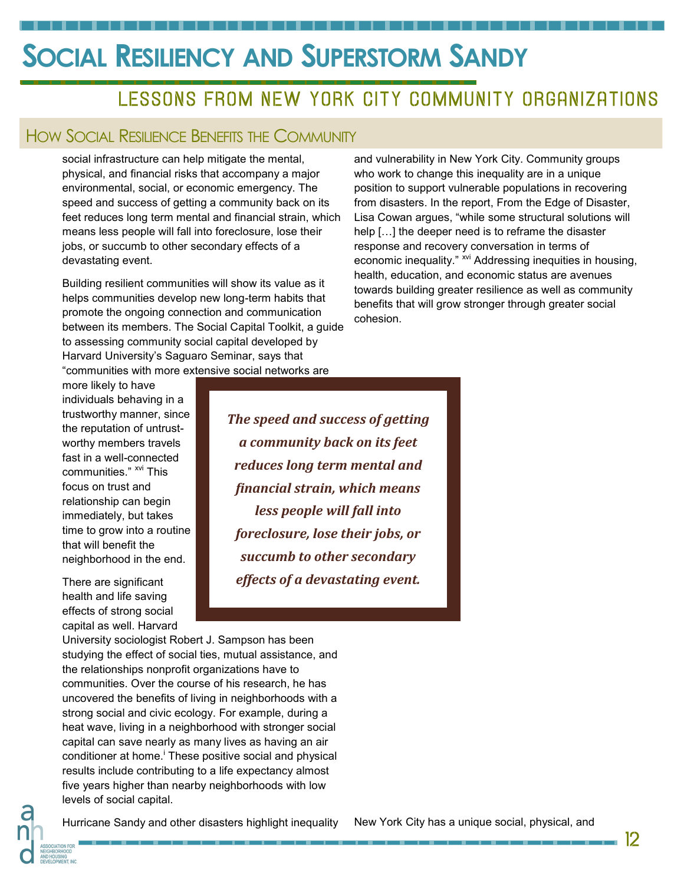## How Social Resilience Benefits the Community

social infrastructure can help mitigate the mental, physical, and financial risks that accompany a major environmental, social, or economic emergency. The speed and success of getting a community back on its feet reduces long term mental and financial strain, which means less people will fall into foreclosure, lose their jobs, or succumb to other secondary effects of a devastating event.

Building resilient communities will show its value as it helps communities develop new long-term habits that promote the ongoing connection and communication between its members. The Social Capital Toolkit, a guide to assessing community social capital developed by Harvard University's Saguaro Seminar, says that "communities with more extensive social networks are more likely to have individuals behaving in a trustworthy manner, since the reputation of untrustworthy members travels fast in a well-connected communities." [xvi] This focus on trust and relationship can begin immediately, but takes time to grow into a routine that will benefit the neighborhood in the end.

> ***The speed and success of getting a community back on its feet reduces long term mental and financial strain, which means less people will fall into foreclosure, lose their jobs, or succumb to other secondary effects of a devastating event.***

There are significant health and life saving effects of strong social capital as well. Harvard University sociologist Robert J. Sampson has been studying the effect of social ties, mutual assistance, and the relationships nonprofit organizations have to communities. Over the course of his research, he has uncovered the benefits of living in neighborhoods with a strong social and civic ecology. For example, during a heat wave, living in a neighborhood with stronger social capital can save nearly as many lives as having an air conditioner at home.[i] These positive social and physical results include contributing to a life expectancy almost five years higher than nearby neighborhoods with low levels of social capital.

Hurricane Sandy and other disasters highlight inequality and vulnerability in New York City. Community groups who work to change this inequality are in a unique position to support vulnerable populations in recovering from disasters. In the report, From the Edge of Disaster, Lisa Cowan argues, "while some structural solutions will help […] the deeper need is to reframe the disaster response and recovery conversation in terms of economic inequality." [xvi] Addressing inequities in housing, health, education, and economic status are avenues towards building greater resilience as well as community benefits that will grow stronger through greater social cohesion.

New York City has a unique social, physical, and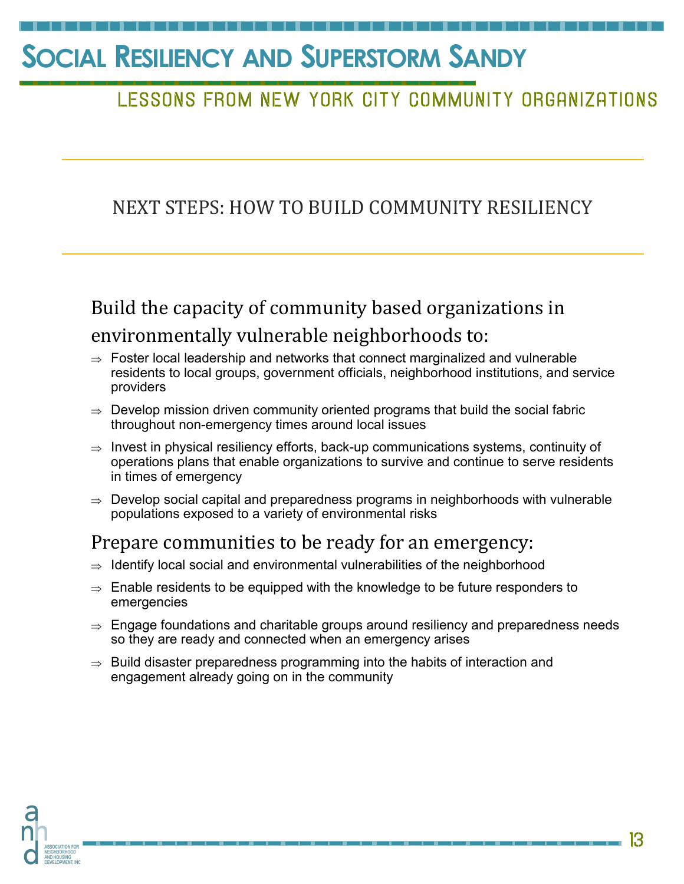## NEXT STEPS: HOW TO BUILD COMMUNITY RESILIENCY

### Build the capacity of community based organizations in environmentally vulnerable neighborhoods to:

- ⇒ Foster local leadership and networks that connect marginalized and vulnerable residents to local groups, government officials, neighborhood institutions, and service providers
- ⇒ Develop mission driven community oriented programs that build the social fabric throughout non-emergency times around local issues
- ⇒ Invest in physical resiliency efforts, back-up communications systems, continuity of operations plans that enable organizations to survive and continue to serve residents in times of emergency
- ⇒ Develop social capital and preparedness programs in neighborhoods with vulnerable populations exposed to a variety of environmental risks

### Prepare communities to be ready for an emergency:

- ⇒ Identify local social and environmental vulnerabilities of the neighborhood
- ⇒ Enable residents to be equipped with the knowledge to be future responders to emergencies
- ⇒ Engage foundations and charitable groups around resiliency and preparedness needs so they are ready and connected when an emergency arises
- ⇒ Build disaster preparedness programming into the habits of interaction and engagement already going on in the community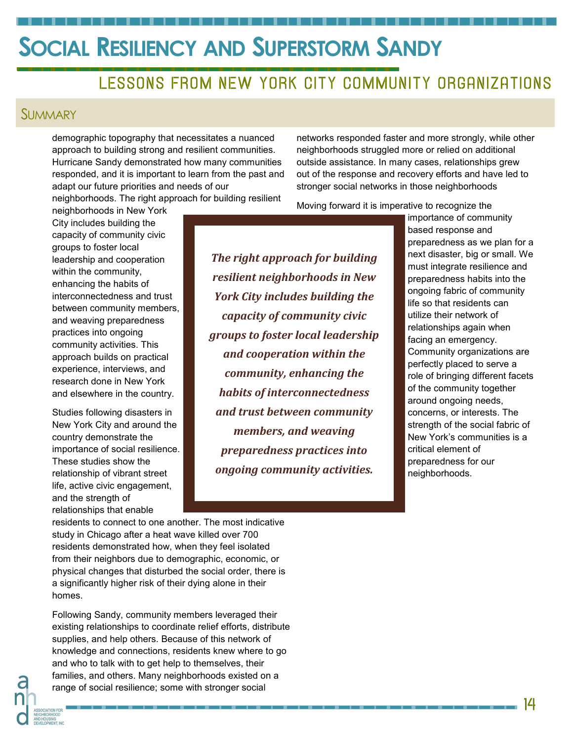# Social Resiliency and Superstorm Sandy

## Lessons from New York City Community Organizations

### Summary

demographic topography that necessitates a nuanced approach to building strong and resilient communities. Hurricane Sandy demonstrated how many communities responded, and it is important to learn from the past and adapt our future priorities and needs of our neighborhoods. The right approach for building resilient neighborhoods in New York City includes building the capacity of community civic groups to foster local leadership and cooperation within the community, enhancing the habits of interconnectedness and trust between community members, and weaving preparedness practices into ongoing community activities. This approach builds on practical experience, interviews, and research done in New York and elsewhere in the country.

Studies following disasters in New York City and around the country demonstrate the importance of social resilience. These studies show the relationship of vibrant street life, active civic engagement, and the strength of relationships that enable residents to connect to one another. The most indicative study in Chicago after a heat wave killed over 700 residents demonstrated how, when they feel isolated from their neighbors due to demographic, economic, or physical changes that disturbed the social order, there is a significantly higher risk of their dying alone in their homes.

Following Sandy, community members leveraged their existing relationships to coordinate relief efforts, distribute supplies, and help others. Because of this network of knowledge and connections, residents knew where to go and who to talk with to get help to themselves, their families, and others. Many neighborhoods existed on a range of social resilience; some with stronger social networks responded faster and more strongly, while other neighborhoods struggled more or relied on additional outside assistance. In many cases, relationships grew out of the response and recovery efforts and have led to stronger social networks in those neighborhoods

> ***The right approach for building resilient neighborhoods in New York City includes building the capacity of community civic groups to foster local leadership and cooperation within the community, enhancing the habits of interconnectedness and trust between community members, and weaving preparedness practices into ongoing community activities.***

Moving forward it is imperative to recognize the importance of community based response and preparedness as we plan for a next disaster, big or small. We must integrate resilience and preparedness habits into the ongoing fabric of community life so that residents can utilize their network of relationships again when facing an emergency. Community organizations are perfectly placed to serve a role of bringing different facets of the community together around ongoing needs, concerns, or interests. The strength of the social fabric of New York's communities is a critical element of preparedness for our neighborhoods.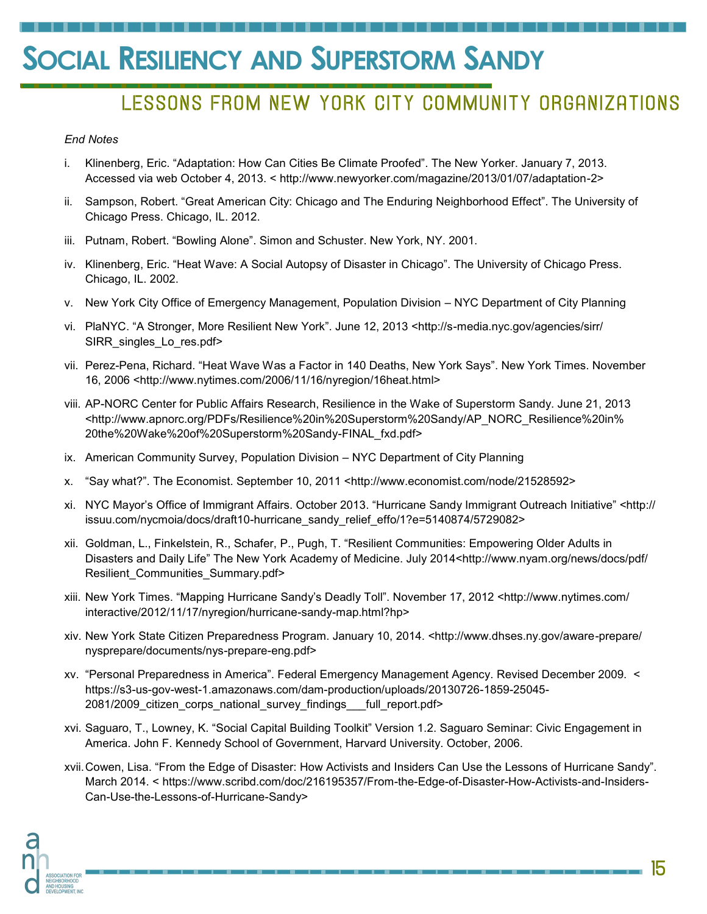*End Notes*

i. Klinenberg, Eric. "Adaptation: How Can Cities Be Climate Proofed". The New Yorker. January 7, 2013. Accessed via web October 4, 2013. < http://www.newyorker.com/magazine/2013/01/07/adaptation-2>

ii. Sampson, Robert. "Great American City: Chicago and The Enduring Neighborhood Effect". The University of Chicago Press. Chicago, IL. 2012.

iii. Putnam, Robert. "Bowling Alone". Simon and Schuster. New York, NY. 2001.

iv. Klinenberg, Eric. "Heat Wave: A Social Autopsy of Disaster in Chicago". The University of Chicago Press. Chicago, IL. 2002.

v. New York City Office of Emergency Management, Population Division – NYC Department of City Planning

vi. PlaNYC. "A Stronger, More Resilient New York". June 12, 2013 <http://s-media.nyc.gov/agencies/sirr/SIRR_singles_Lo_res.pdf>

vii. Perez-Pena, Richard. "Heat Wave Was a Factor in 140 Deaths, New York Says". New York Times. November 16, 2006 <http://www.nytimes.com/2006/11/16/nyregion/16heat.html>

viii. AP-NORC Center for Public Affairs Research, Resilience in the Wake of Superstorm Sandy. June 21, 2013 <http://www.apnorc.org/PDFs/Resilience%20in%20Superstorm%20Sandy/AP_NORC_Resilience%20in%20the%20Wake%20of%20Superstorm%20Sandy-FINAL_fxd.pdf>

ix. American Community Survey, Population Division – NYC Department of City Planning

x. "Say what?". The Economist. September 10, 2011 <http://www.economist.com/node/21528592>

xi. NYC Mayor's Office of Immigrant Affairs. October 2013. "Hurricane Sandy Immigrant Outreach Initiative" <http://issuu.com/nycmoia/docs/draft10-hurricane_sandy_relief_effo/1?e=5140874/5729082>

xii. Goldman, L., Finkelstein, R., Schafer, P., Pugh, T. "Resilient Communities: Empowering Older Adults in Disasters and Daily Life" The New York Academy of Medicine. July 2014<http://www.nyam.org/news/docs/pdf/Resilient_Communities_Summary.pdf>

xiii. New York Times. "Mapping Hurricane Sandy's Deadly Toll". November 17, 2012 <http://www.nytimes.com/interactive/2012/11/17/nyregion/hurricane-sandy-map.html?hp>

xiv. New York State Citizen Preparedness Program. January 10, 2014. <http://www.dhses.ny.gov/aware-prepare/nysprepare/documents/nys-prepare-eng.pdf>

xv. "Personal Preparedness in America". Federal Emergency Management Agency. Revised December 2009. < https://s3-us-gov-west-1.amazonaws.com/dam-production/uploads/20130726-1859-25045-2081/2009_citizen_corps_national_survey_findings___full_report.pdf>

xvi. Saguaro, T., Lowney, K. "Social Capital Building Toolkit" Version 1.2. Saguaro Seminar: Civic Engagement in America. John F. Kennedy School of Government, Harvard University. October, 2006.

xvii. Cowen, Lisa. "From the Edge of Disaster: How Activists and Insiders Can Use the Lessons of Hurricane Sandy". March 2014. < https://www.scribd.com/doc/216195357/From-the-Edge-of-Disaster-How-Activists-and-Insiders-Can-Use-the-Lessons-of-Hurricane-Sandy>